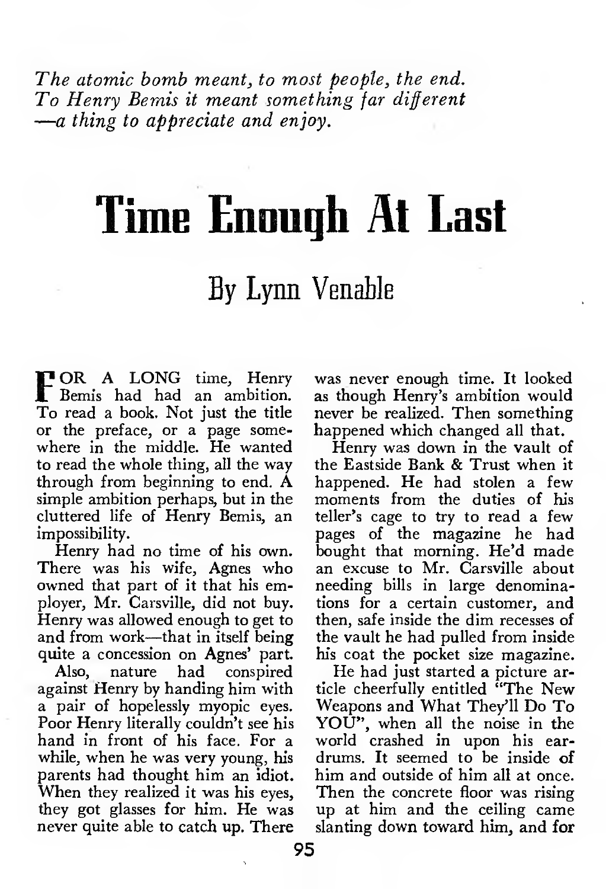*The atomic bomb meant, to most people, the end. To Henry Bemis it meant something far different —a thing to appreciate and enjoy.*

# Time Enough At Last

## By Lynn Venable

FOR A LONG time, Henry Bemis had had an ambition. To read a book. Not just the title or the preface, or a page somewhere in the middle. He wanted to read the whole thing, all the way through from beginning to end. A simple ambition perhaps, but in the cluttered life of Henry Bemis, an impossibility.

Henry had no time of his own. There was his wife, Agnes who owned that part of it that his employer, Mr. Carsville, did not buy. Henry was allowed enough to get to and from work—that in itself being quite a concession on Agnes' part.

Also, nature had conspired against Henry by handing him with a pair of hopelessly myopic eyes. Poor Henry literally couldn't see his hand in front of his face. For a while, when he was very young, his parents had thought him an idiot. When they realized it was his eyes, they got glasses for him. He was never quite able to catch up. There was never enough time. It looked as though Henry's ambition would never be realized. Then something happened which changed all that.

Henry was down in the vault of the Eastside Bank & Trust when it happened. He had stolen a few moments from the duties of his teller's cage to try to read a few pages of the magazine he had bought that morning. He'd made an excuse to Mr. Carsville about needing bills in large denominations for a certain customer, and then, safe inside the dim recesses of the vault he had pulled from inside his coat the pocket size magazine.

He had just started a picture article cheerfully entitled "The New Weapons and What They'll Do To YOU", when all the noise in the world crashed in upon his eardrums. It seemed to be inside of him and outside of him all at once. Then the concrete floor was rising up at him and the ceiling came slanting down toward him, and for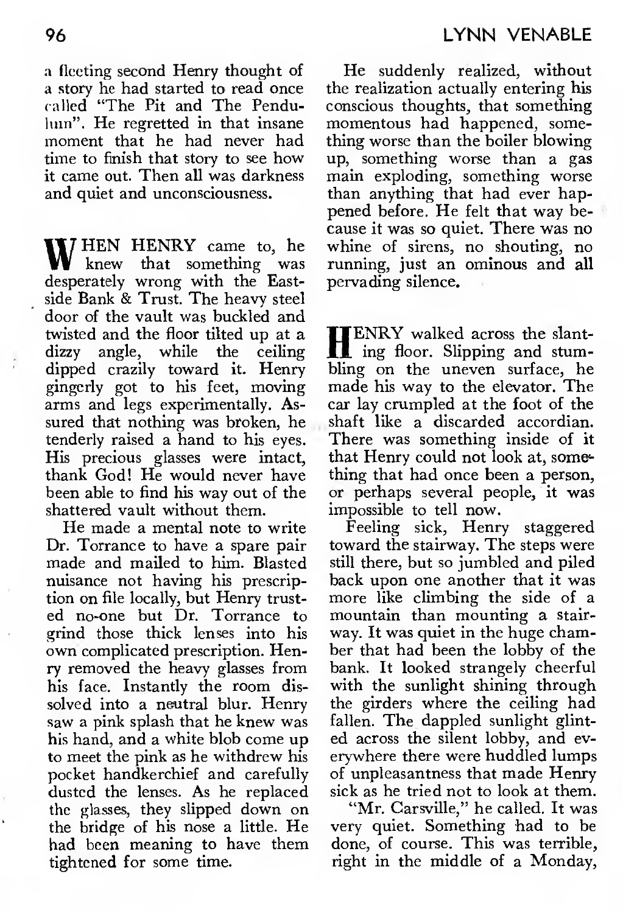a fleeting second Henry thought of a story he had started to read once called "The Pit and The Pendulum". He regretted in that insane moment that he had never had time to finish that story to see how it came out. Then all was darkness and quiet and unconsciousness.

WHEN HENRY came to, he knew that something was desperately wrong with the Eastside Bank & Trust. The heavy steel door of the vault was buckled and twisted and the floor tilted up at a dizzy angle, while the ceiling dipped crazily toward it. Henry gingerly got to his feet, moving arms and legs experimentally. Assured that nothing was broken, he tenderly raised a hand to his eyes. His precious glasses were intact, thank God! He would never have been able to find his way out of the shattered vault without them.

He made a mental note to write Dr. Torrance to have a spare pair made and mailed to him. Blasted nuisance not having his prescription on file locally, but Henry trusted no-one but Dr. Torrance to grind those thick lenses into his own complicated prescription. Henry removed the heavy glasses from his face. Instantly the room dissolved into a neutral blur. Henry saw a pink splash that he knew was his hand, and a white blob come up to meet the pink as he withdrew his pocket handkerchief and carefully dusted the lenses. As he replaced the glasses, they slipped down on the bridge of his nose a little. He had been meaning to have them tightened for some time.

He suddenly realized, without the realization actually entering his conscious thoughts, that something momentous had happened, something worse than the boiler blowing up, something worse than a gas main exploding, something worse than anything that had ever happened before. He felt that way because it was so quiet. There was no whine of sirens, no shouting, no running, just an ominous and all pervading silence.

HENRY walked across the slanting floor. Slipping and stumbling on the uneven surface, he made his way to the elevator. The car lay crumpled at the foot of the shaft like a discarded accordian. There was something inside of it that Henry could not look at, something that had once been a person, or perhaps several people, it was impossible to tell now.

Feeling sick, Henry staggered toward the stairway. The steps were still there, but so jumbled and piled back upon one another that it was more like climbing the side of a mountain than mounting a stairway. It was quiet in the huge chamber that had been the lobby of the bank. It looked strangely cheerful with the sunlight shining through the girders where the ceiling had fallen. The dappled sunlight glinted across the silent lobby, and everywhere there were huddled lumps of unpleasantness that made Henry sick as he tried not to look at them.

"Mr. Carsville," he called. It was very quiet. Something had to be done, of course. This was terrible, right in the middle of a Monday,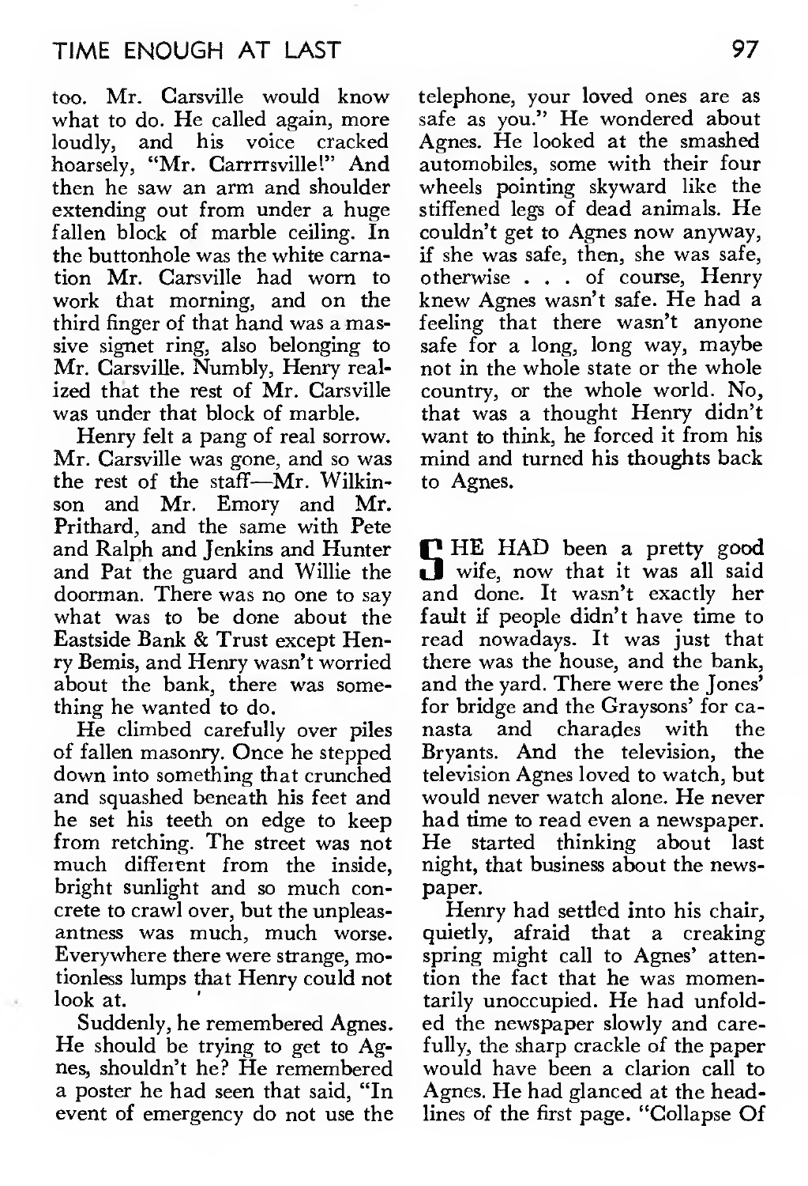too. Mr. Carsville would know what to do. He called again, more loudly, and his voice cracked hoarsely, "Mr. Carrrrsville!" And then he saw an arm and shoulder extending out from under a huge fallen block of marble ceiling. In the buttonhole was the white carnation Mr. Carsville had worn to work that morning, and on the third finger of that hand was a massive signet ring, also belonging to Mr. Carsville. Numbly, Henry realized that the rest of Mr. Carsville was under that block of marble.

Henry felt a pang of real sorrow. Mr. Carsville was gone, and so was the rest of the staff—Mr. Wilkinson and Mr. Emory and Mr. Prithard, and the same with Pete and Ralph and Jenkins and Hunter and Pat the guard and Willie the doorman. There was no one to say what was to be done about the Eastside Bank & Trust except Henry Bemis, and Henry wasn't worried about the bank, there was something he wanted to do.

He climbed carefully over piles of fallen masonry. Once he stepped down into something that crunched and squashed beneath his feet and he set his teeth on edge to keep from retching. The street was not much different from the inside, bright sunlight and so much concrete to crawl over, but the unpleasantness was much, much worse. Everywhere there were strange, motionless lumps that Henry could not look at.

Suddenly, he remembered Agnes. He should be trying to get to Agnes, shouldn't he? He remembered a poster he had seen that said, "In event of emergency do not use the telephone, your loved ones are as safe as you." He wondered about Agnes. He looked at the smashed automobiles, some with their four wheels pointing skyward like the stiffened legs of dead animals. He couldn't get to Agnes now anyway, if she was safe, then, she was safe, otherwise . . . of course, Henry knew Agnes wasn't safe. He had a feeling that there wasn't anyone safe for a long, long way, maybe not in the whole state or the whole country, or the whole world. No, that was a thought Henry didn't want to think, he forced it from his mind and turned his thoughts back to Agnes.

SHE HAD been a pretty good wife, now that it was all said and done. It wasn't exactly her fault if people didn't have time to read nowadays. It was just that there was the house, and the bank, and the yard. There were the Jones' for bridge and the Graysons' for canasta and charades with the Bryants. And the television, the television Agnes loved to watch, but would never watch alone. He never had time to read even a newspaper. He started thinking about last night, that business about the newspaper.

Henry had settled into his chair, quietly, afraid that a creaking spring might call to Agnes' attention the fact that he was momentarily unoccupied. He had unfolded the newspaper slowly and carefully, the sharp crackle of the paper would have been a clarion call to Agnes. He had glanced at the headlines of the first page. "Collapse Of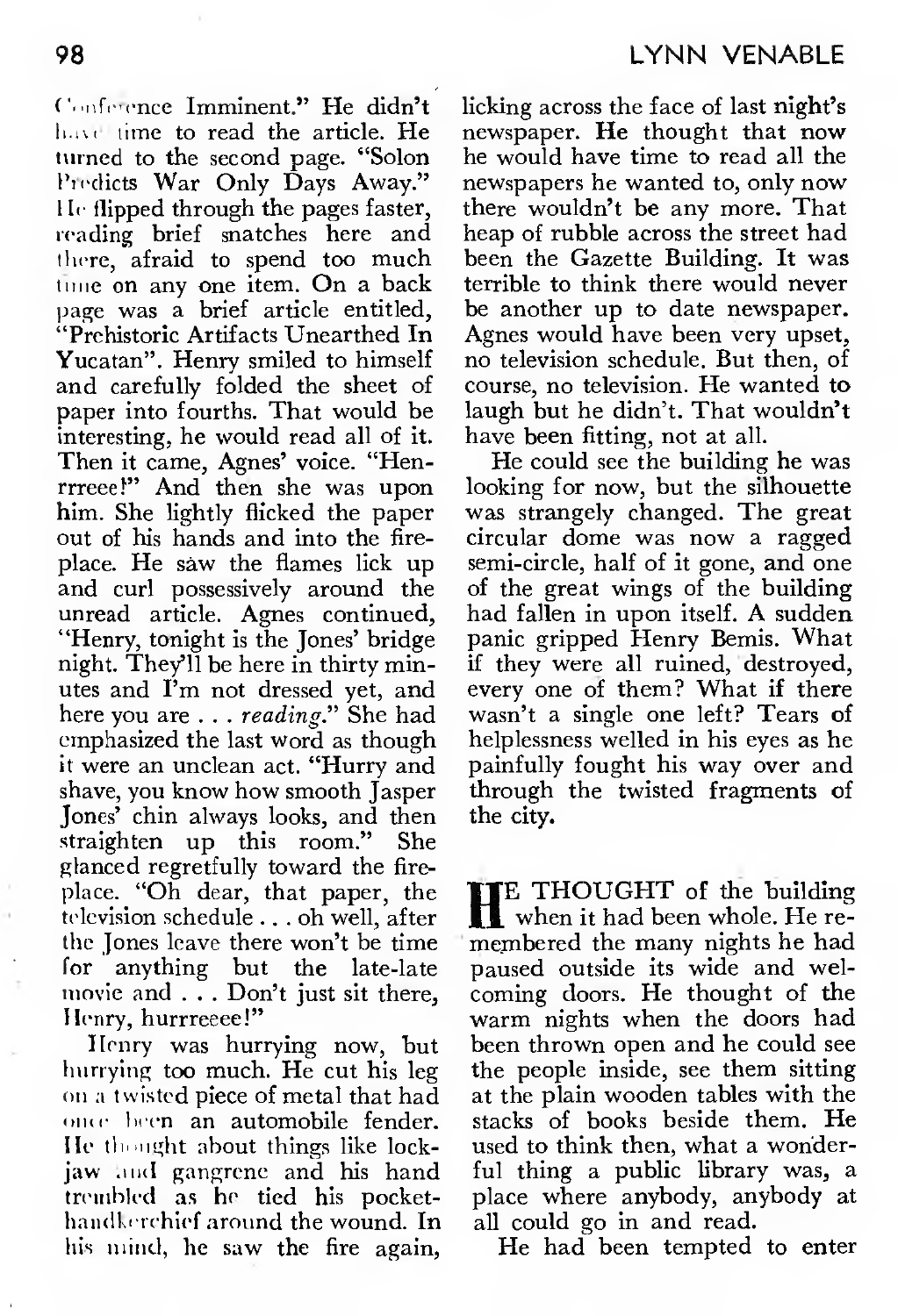Conference Imminent." He didn't have time to read the article. He turned to the second page. "Solon Predicts War Only Days Away." He flipped through the pages faster, reading brief snatches here and there, afraid to spend too much time on any one item. On a back page was a brief article entitled, "Prehistoric Artifacts Unearthed In Yucatan". Henry smiled to himself and carefully folded the sheet of paper into fourths. That would be interesting, he would read all of it. Then it came, Agnes' voice. "Henrrreee!" And then she was upon him. She lightly flicked the paper out of his hands and into the fireplace. He saw the flames lick up and curl possessively around the unread article. Agnes continued, "Henry, tonight is the Jones' bridge night. They'll be here in thirty minutes and I'm not dressed yet, and here you are . . . *reading*." She had emphasized the last word as though it were an unclean act. "Hurry and shave, you know how smooth Jasper Jones' chin always looks, and then straighten up this room." She glanced regretfully toward the fireplace. "Oh dear, that paper, the television schedule . . . oh well, after the Jones leave there won't be time for anything but the late-late movie and . . . Don't just sit there, Henry, hurrreeee!"

Henry was hurrying now, but hurrying too much. He cut his leg on a twisted piece of metal that had once been an automobile fender. He thought about things like lockjaw and gangrene and his hand trembled as he tied his pocket-handkerchief around the wound. In his mind, he saw the fire again, licking across the face of last night's newspaper. He thought that now he would have time to read all the newspapers he wanted to, only now there wouldn't be any more. That heap of rubble across the street had been the Gazette Building. It was terrible to think there would never be another up to date newspaper. Agnes would have been very upset, no television schedule. But then, of course, no television. He wanted to laugh but he didn't. That wouldn't have been fitting, not at all.

He could see the building he was looking for now, but the silhouette was strangely changed. The great circular dome was now a ragged semi-circle, half of it gone, and one of the great wings of the building had fallen in upon itself. A sudden panic gripped Henry Bemis. What if they were all ruined, destroyed, every one of them? What if there wasn't a single one left? Tears of helplessness welled in his eyes as he painfully fought his way over and through the twisted fragments of the city.

HE THOUGHT of the building when it had been whole. He remembered the many nights he had paused outside its wide and welcoming doors. He thought of the warm nights when the doors had been thrown open and he could see the people inside, see them sitting at the plain wooden tables with the stacks of books beside them. He used to think then, what a wonderful thing a public library was, a place where anybody, anybody at all could go in and read.

He had been tempted to enter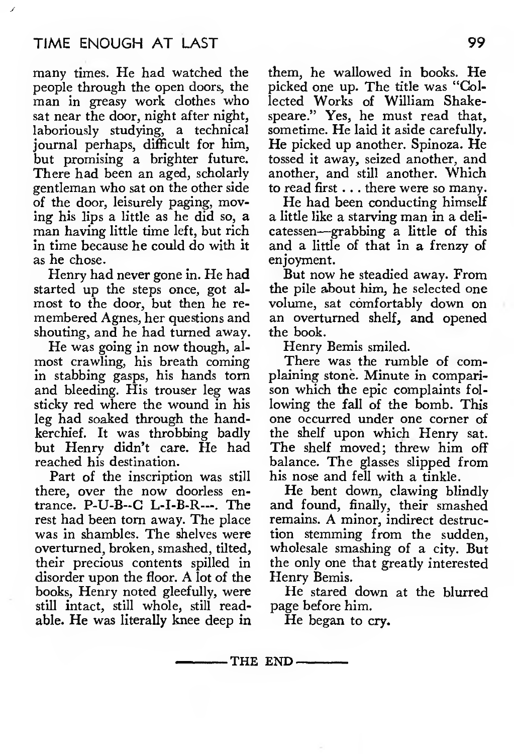many times. He had watched the people through the open doors, the man in greasy work clothes who sat near the door, night after night, laboriously studying, a technical journal perhaps, difficult for him, but promising a brighter future. There had been an aged, scholarly gentleman who sat on the other side of the door, leisurely paging, moving his lips a little as he did so, a man having little time left, but rich in time because he could do with it as he chose.

Henry had never gone in. He had started up the steps once, got almost to the door, but then he remembered Agnes, her questions and shouting, and he had turned away.

He was going in now though, almost crawling, his breath coming in stabbing gasps, his hands torn and bleeding. His trouser leg was sticky red where the wound in his leg had soaked through the handkerchief. It was throbbing badly but Henry didn't care. He had reached his destination.

Part of the inscription was still there, over the now doorless entrance. P-U-B--C L-I-B-R---. The rest had been torn away. The place was in shambles. The shelves were overturned, broken, smashed, tilted, their precious contents spilled in disorder upon the floor. A lot of the books, Henry noted gleefully, were still intact, still whole, still readable. He was literally knee deep in them, he wallowed in books. He picked one up. The title was "Collected Works of William Shakespeare." Yes, he must read that, sometime. He laid it aside carefully. He picked up another. Spinoza. He tossed it away, seized another, and another, and still another. Which to read first . . . there were so many.

He had been conducting himself a little like a starving man in a delicatessen—grabbing a little of this and a little of that in a frenzy of enjoyment.

But now he steadied away. From the pile about him, he selected one volume, sat comfortably down on an overturned shelf, and opened the book.

Henry Bemis smiled.

There was the rumble of complaining stone. Minute in comparison which the epic complaints following the fall of the bomb. This one occurred under one corner of the shelf upon which Henry sat. The shelf moved; threw him off balance. The glasses slipped from his nose and fell with a tinkle.

He bent down, clawing blindly and found, finally, their smashed remains. A minor, indirect destruction stemming from the sudden, wholesale smashing of a city. But the only one that greatly interested Henry Bemis.

He stared down at the blurred page before him.

He began to cry.

—— THE END ——